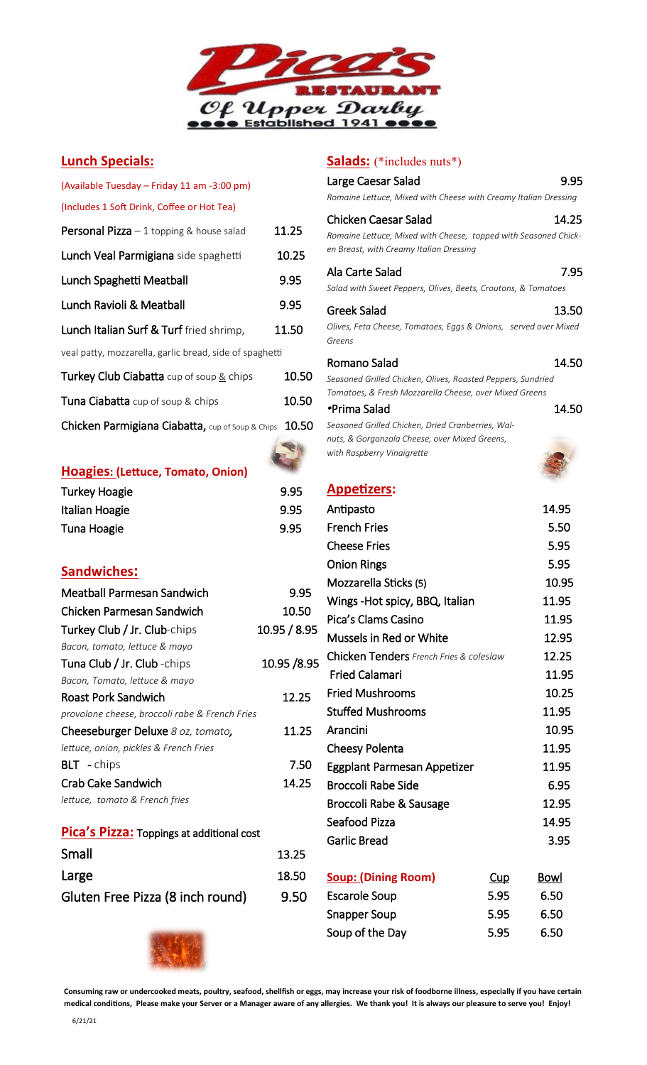# Pica's Restaurant

### Of Upper Darby

●●●● Established 1941 ●●●●

## Lunch Specials:

(Available Tuesday – Friday 11 am -3:00 pm)

(Includes 1 Soft Drink, Coffee or Hot Tea)

| Item | Price |
|---|---|
| **Personal Pizza** – 1 topping & house salad | 11.25 |
| **Lunch Veal Parmigiana** side spaghetti | 10.25 |
| **Lunch Spaghetti Meatball** | 9.95 |
| **Lunch Ravioli & Meatball** | 9.95 |
| **Lunch Italian Surf & Turf** fried shrimp, veal patty, mozzarella, garlic bread, side of spaghetti | 11.50 |
| **Turkey Club Ciabatta** cup of soup & chips | 10.50 |
| **Tuna Ciabatta** cup of soup & chips | 10.50 |
| **Chicken Parmigiana Ciabatta,** cup of Soup & Chips | 10.50 |

## Hoagies: (Lettuce, Tomato, Onion)

| Item | Price |
|---|---|
| Turkey Hoagie | 9.95 |
| Italian Hoagie | 9.95 |
| Tuna Hoagie | 9.95 |

## Sandwiches:

| Item | Price |
|---|---|
| Meatball Parmesan Sandwich | 9.95 |
| Chicken Parmesan Sandwich | 10.50 |
| Turkey Club / Jr. Club-chips *Bacon, tomato, lettuce & mayo* | 10.95 / 8.95 |
| Tuna Club / Jr. Club -chips *Bacon, Tomato, lettuce & mayo* | 10.95 /8.95 |
| Roast Pork Sandwich *provolone cheese, broccoli rabe & French Fries* | 12.25 |
| Cheeseburger Deluxe *8 oz, tomato, lettuce, onion, pickles & French Fries* | 11.25 |
| BLT - chips | 7.50 |
| Crab Cake Sandwich *lettuce, tomato & French fries* | 14.25 |

## Pica's Pizza: Toppings at additional cost

| Item | Price |
|---|---|
| Small | 13.25 |
| Large | 18.50 |
| Gluten Free Pizza (8 inch round) | 9.50 |

## Salads: (*includes nuts*)

| Item | Price |
|---|---|
| Large Caesar Salad *Romaine Lettuce, Mixed with Cheese with Creamy Italian Dressing* | 9.95 |
| Chicken Caesar Salad *Romaine Lettuce, Mixed with Cheese, topped with Seasoned Chicken Breast, with Creamy Italian Dressing* | 14.25 |
| Ala Carte Salad *Salad with Sweet Peppers, Olives, Beets, Croutons, & Tomatoes* | 7.95 |
| Greek Salad *Olives, Feta Cheese, Tomatoes, Eggs & Onions, served over Mixed Greens* | 13.50 |
| Romano Salad *Seasoned Grilled Chicken, Olives, Roasted Peppers, Sundried Tomatoes, & Fresh Mozzarella Cheese, over Mixed Greens* | 14.50 |
| *Prima Salad *Seasoned Grilled Chicken, Dried Cranberries, Walnuts, & Gorgonzola Cheese, over Mixed Greens, with Raspberry Vinaigrette* | 14.50 |

## Appetizers:

| Item | Price |
|---|---|
| Antipasto | 14.95 |
| French Fries | 5.50 |
| Cheese Fries | 5.95 |
| Onion Rings | 5.95 |
| Mozzarella Sticks (5) | 10.95 |
| Wings -Hot spicy, BBQ, Italian | 11.95 |
| Pica's Clams Casino | 11.95 |
| Mussels in Red or White | 12.95 |
| Chicken Tenders *French Fries & coleslaw* | 12.25 |
| Fried Calamari | 11.95 |
| Fried Mushrooms | 10.25 |
| Stuffed Mushrooms | 11.95 |
| Arancini | 10.95 |
| Cheesy Polenta | 11.95 |
| Eggplant Parmesan Appetizer | 11.95 |
| Broccoli Rabe Side | 6.95 |
| Broccoli Rabe & Sausage | 12.95 |
| Seafood Pizza | 14.95 |
| Garlic Bread | 3.95 |

## Soup: (Dining Room)

| Soup | Cup | Bowl |
|---|---|---|
| Escarole Soup | 5.95 | 6.50 |
| Snapper Soup | 5.95 | 6.50 |
| Soup of the Day | 5.95 | 6.50 |

**Consuming raw or undercooked meats, poultry, seafood, shellfish or eggs, may increase your risk of foodborne illness, especially if you have certain medical conditions, Please make your Server or a Manager aware of any allergies. We thank you! It is always our pleasure to serve you! Enjoy!**

6/21/21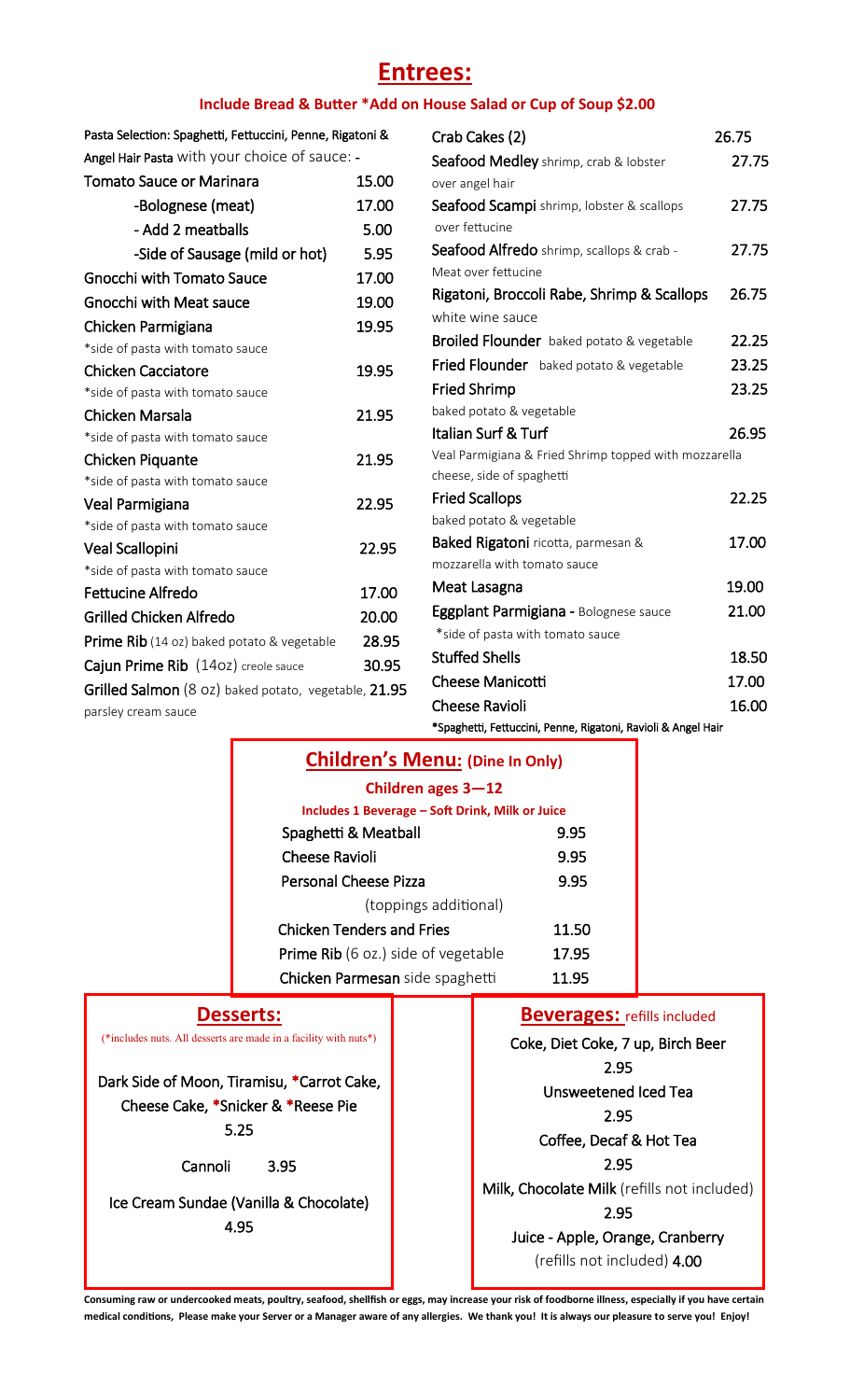# Entrees:

**Include Bread & Butter *Add on House Salad or Cup of Soup $2.00**

Pasta Selection: Spaghetti, Fettuccini, Penne, Rigatoni & Angel Hair Pasta with your choice of sauce: -

| | |
|---|---|
| Tomato Sauce or Marinara | 15.00 |
| -Bolognese (meat) | 17.00 |
| - Add 2 meatballs | 5.00 |
| -Side of Sausage (mild or hot) | 5.95 |
| Gnocchi with Tomato Sauce | 17.00 |
| Gnocchi with Meat sauce | 19.00 |
| Chicken Parmigiana *side of pasta with tomato sauce | 19.95 |
| Chicken Cacciatore *side of pasta with tomato sauce | 19.95 |
| Chicken Marsala *side of pasta with tomato sauce | 21.95 |
| Chicken Piquante *side of pasta with tomato sauce | 21.95 |
| Veal Parmigiana *side of pasta with tomato sauce | 22.95 |
| Veal Scallopini *side of pasta with tomato sauce | 22.95 |
| Fettucine Alfredo | 17.00 |
| Grilled Chicken Alfredo | 20.00 |
| **Prime Rib** (14 oz) baked potato & vegetable | 28.95 |
| **Cajun Prime Rib** (14oz) creole sauce | 30.95 |
| **Grilled Salmon** (8 oz) baked potato, vegetable, parsley cream sauce | 21.95 |
| Crab Cakes (2) | 26.75 |
| **Seafood Medley** shrimp, crab & lobster over angel hair | 27.75 |
| **Seafood Scampi** shrimp, lobster & scallops over fettucine | 27.75 |
| **Seafood Alfredo** shrimp, scallops & crab - Meat over fettucine | 27.75 |
| Rigatoni, Broccoli Rabe, Shrimp & Scallops white wine sauce | 26.75 |
| **Broiled Flounder** baked potato & vegetable | 22.25 |
| **Fried Flounder** baked potato & vegetable | 23.25 |
| Fried Shrimp baked potato & vegetable | 23.25 |
| Italian Surf & Turf Veal Parmigiana & Fried Shrimp topped with mozzarella cheese, side of spaghetti | 26.95 |
| Fried Scallops baked potato & vegetable | 22.25 |
| **Baked Rigatoni** ricotta, parmesan & mozzarella with tomato sauce | 17.00 |
| Meat Lasagna | 19.00 |
| **Eggplant Parmigiana** - Bolognese sauce *side of pasta with tomato sauce | 21.00 |
| Stuffed Shells | 18.50 |
| Cheese Manicotti | 17.00 |
| Cheese Ravioli | 16.00 |

***Spaghetti, Fettuccini, Penne, Rigatoni, Ravioli & Angel Hair**

## Children's Menu: (Dine In Only)

**Children ages 3—12**

**Includes 1 Beverage – Soft Drink, Milk or Juice**

| | |
|---|---|
| Spaghetti & Meatball | 9.95 |
| Cheese Ravioli | 9.95 |
| Personal Cheese Pizza (toppings additional) | 9.95 |
| Chicken Tenders and Fries | 11.50 |
| **Prime Rib** (6 oz.) side of vegetable | 17.95 |
| **Chicken Parmesan** side spaghetti | 11.95 |

## Desserts:

(*includes nuts. All desserts are made in a facility with nuts*)

Dark Side of Moon, Tiramisu, *Carrot Cake, Cheese Cake, *Snicker & *Reese Pie
5.25

Cannoli 3.95

Ice Cream Sundae (Vanilla & Chocolate)
4.95

## Beverages: refills included

Coke, Diet Coke, 7 up, Birch Beer
2.95

Unsweetened Iced Tea
2.95

Coffee, Decaf & Hot Tea
2.95

Milk, Chocolate Milk (refills not included)
2.95

Juice - Apple, Orange, Cranberry
(refills not included) **4.00**

**Consuming raw or undercooked meats, poultry, seafood, shellfish or eggs, may increase your risk of foodborne illness, especially if you have certain medical conditions, Please make your Server or a Manager aware of any allergies. We thank you! It is always our pleasure to serve you! Enjoy!**